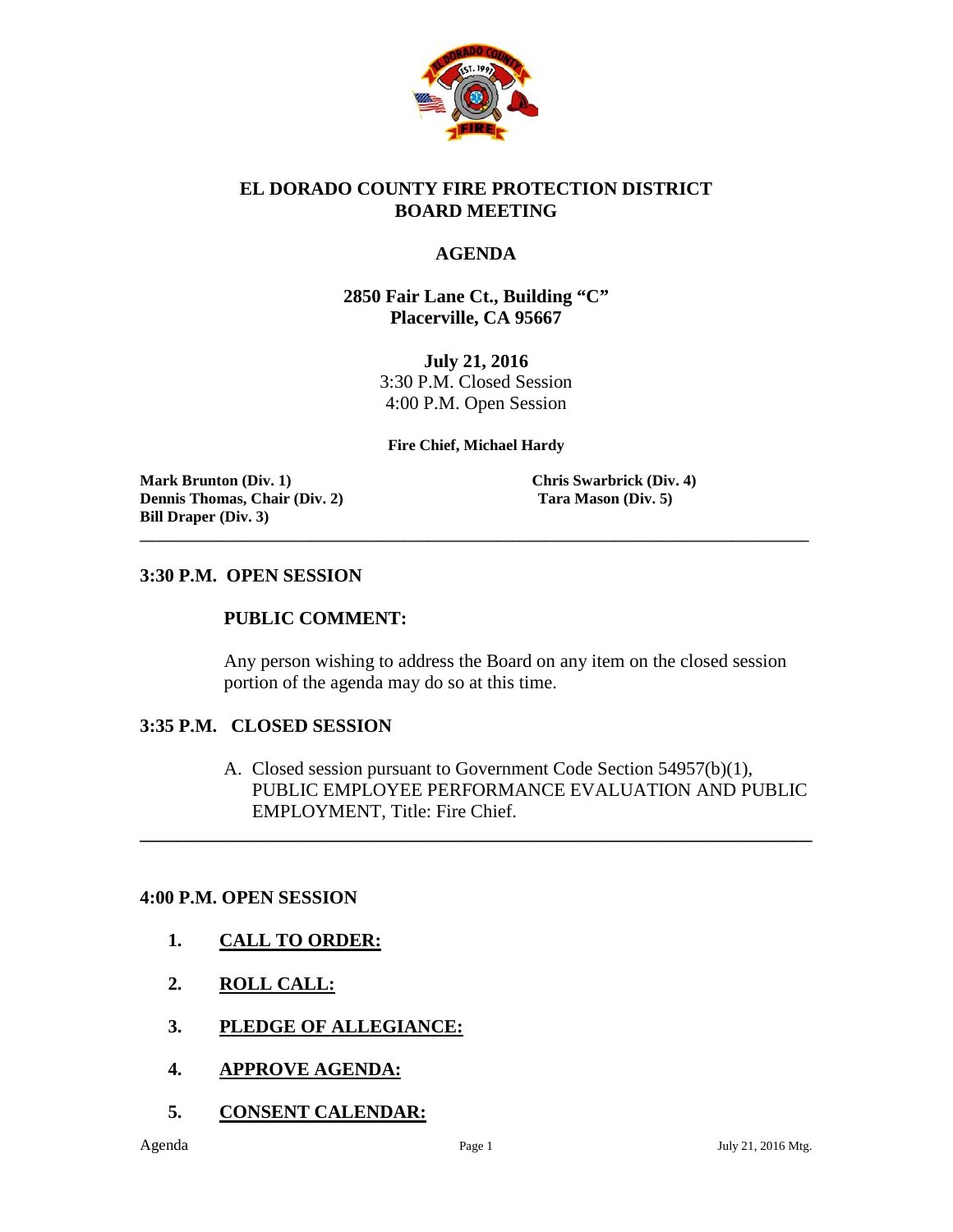# EL DORADO COUNTY FIRE PROTECTION DISTRICT
# BOARD MEETING

## AGENDA

**2850 Fair Lane Ct., Building "C"**
**Placerville, CA 95667**

**July 21, 2016**
3:30 P.M. Closed Session
4:00 P.M. Open Session

**Fire Chief, Michael Hardy**

**Mark Brunton (Div. 1)**
**Dennis Thomas, Chair (Div. 2)**
**Bill Draper (Div. 3)**
**Chris Swarbrick (Div. 4)**
**Tara Mason (Div. 5)**

---

### 3:30 P.M. OPEN SESSION

**PUBLIC COMMENT:**

Any person wishing to address the Board on any item on the closed session portion of the agenda may do so at this time.

### 3:35 P.M. CLOSED SESSION

A. Closed session pursuant to Government Code Section 54957(b)(1), PUBLIC EMPLOYEE PERFORMANCE EVALUATION AND PUBLIC EMPLOYMENT, Title: Fire Chief.

---

### 4:00 P.M. OPEN SESSION

1. **CALL TO ORDER:**
2. **ROLL CALL:**
3. **PLEDGE OF ALLEGIANCE:**
4. **APPROVE AGENDA:**
5. **CONSENT CALENDAR:**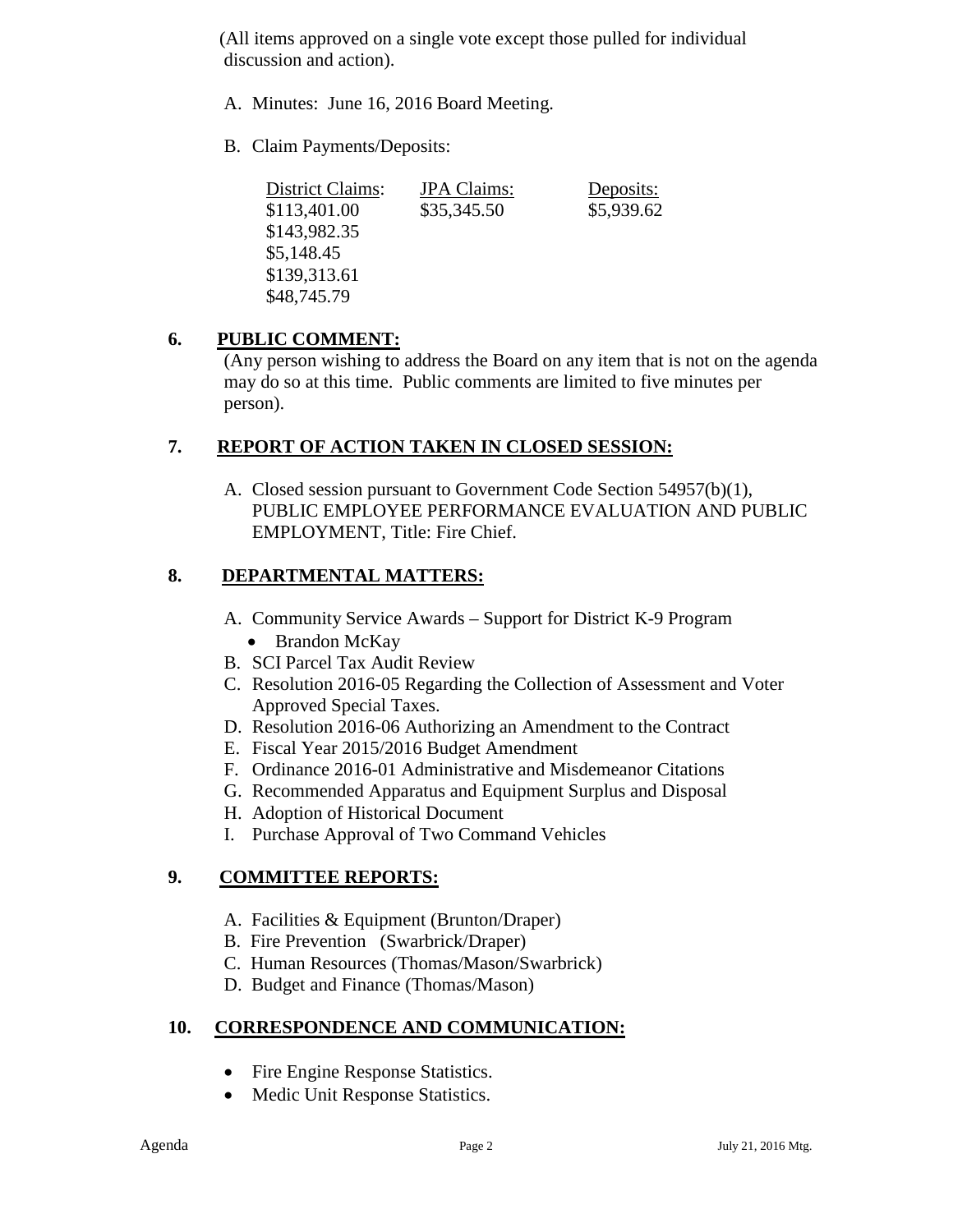(All items approved on a single vote except those pulled for individual discussion and action).

A. Minutes: June 16, 2016 Board Meeting.

B. Claim Payments/Deposits:

| District Claims: | JPA Claims: | Deposits: |
|---|---|---|
| $113,401.00 | $35,345.50 | $5,939.62 |
| $143,982.35 | | |
| $5,148.45 | | |
| $139,313.61 | | |
| $48,745.79 | | |

## 6. PUBLIC COMMENT:

(Any person wishing to address the Board on any item that is not on the agenda may do so at this time. Public comments are limited to five minutes per person).

## 7. REPORT OF ACTION TAKEN IN CLOSED SESSION:

A. Closed session pursuant to Government Code Section 54957(b)(1), PUBLIC EMPLOYEE PERFORMANCE EVALUATION AND PUBLIC EMPLOYMENT, Title: Fire Chief.

## 8. DEPARTMENTAL MATTERS:

A. Community Service Awards – Support for District K-9 Program
   - Brandon McKay

B. SCI Parcel Tax Audit Review

C. Resolution 2016-05 Regarding the Collection of Assessment and Voter Approved Special Taxes.

D. Resolution 2016-06 Authorizing an Amendment to the Contract

E. Fiscal Year 2015/2016 Budget Amendment

F. Ordinance 2016-01 Administrative and Misdemeanor Citations

G. Recommended Apparatus and Equipment Surplus and Disposal

H. Adoption of Historical Document

I. Purchase Approval of Two Command Vehicles

## 9. COMMITTEE REPORTS:

A. Facilities & Equipment (Brunton/Draper)

B. Fire Prevention (Swarbrick/Draper)

C. Human Resources (Thomas/Mason/Swarbrick)

D. Budget and Finance (Thomas/Mason)

## 10. CORRESPONDENCE AND COMMUNICATION:

- Fire Engine Response Statistics.
- Medic Unit Response Statistics.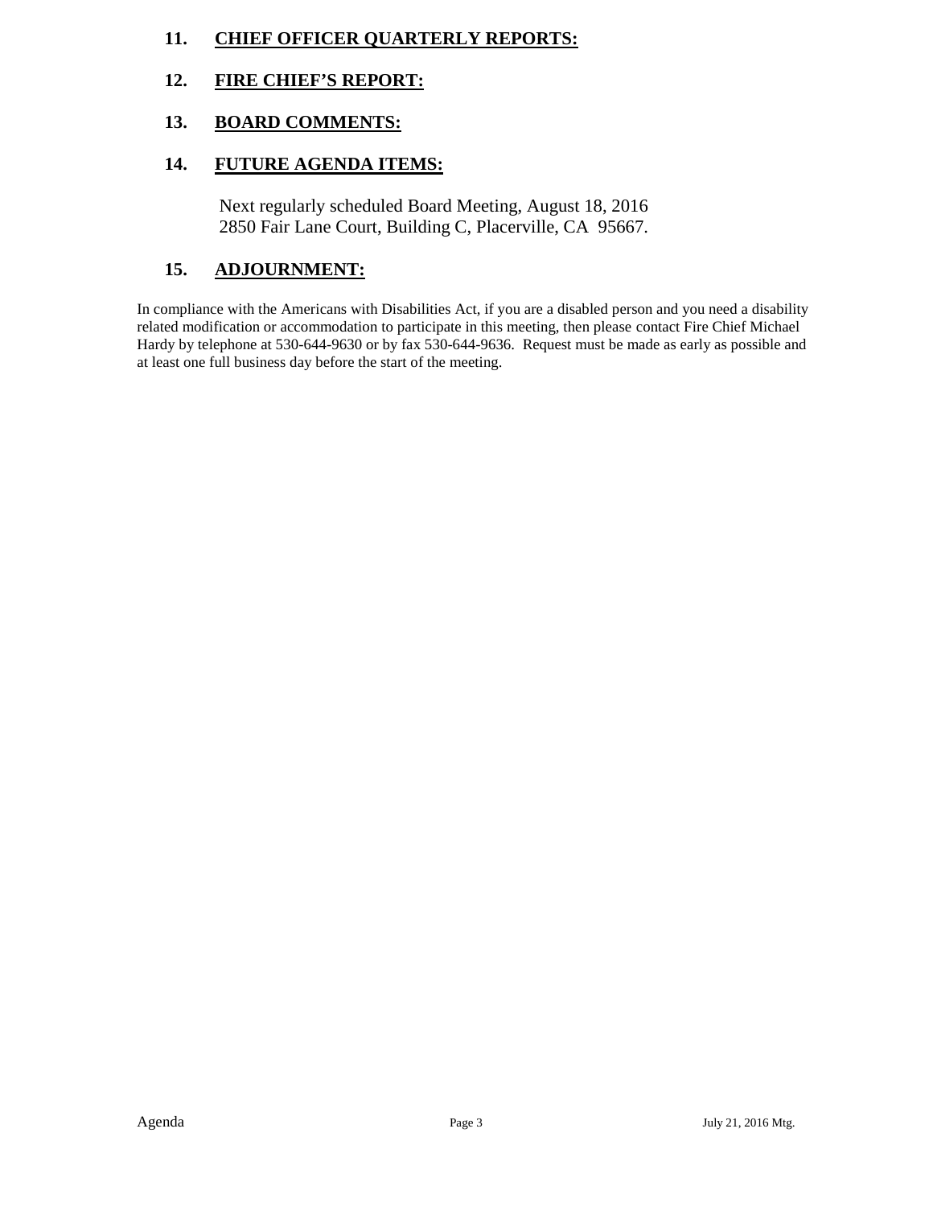## 11. CHIEF OFFICER QUARTERLY REPORTS:

## 12. FIRE CHIEF'S REPORT:

## 13. BOARD COMMENTS:

## 14. FUTURE AGENDA ITEMS:

Next regularly scheduled Board Meeting, August 18, 2016
2850 Fair Lane Court, Building C, Placerville, CA 95667.

## 15. ADJOURNMENT:

In compliance with the Americans with Disabilities Act, if you are a disabled person and you need a disability related modification or accommodation to participate in this meeting, then please contact Fire Chief Michael Hardy by telephone at 530-644-9630 or by fax 530-644-9636. Request must be made as early as possible and at least one full business day before the start of the meeting.